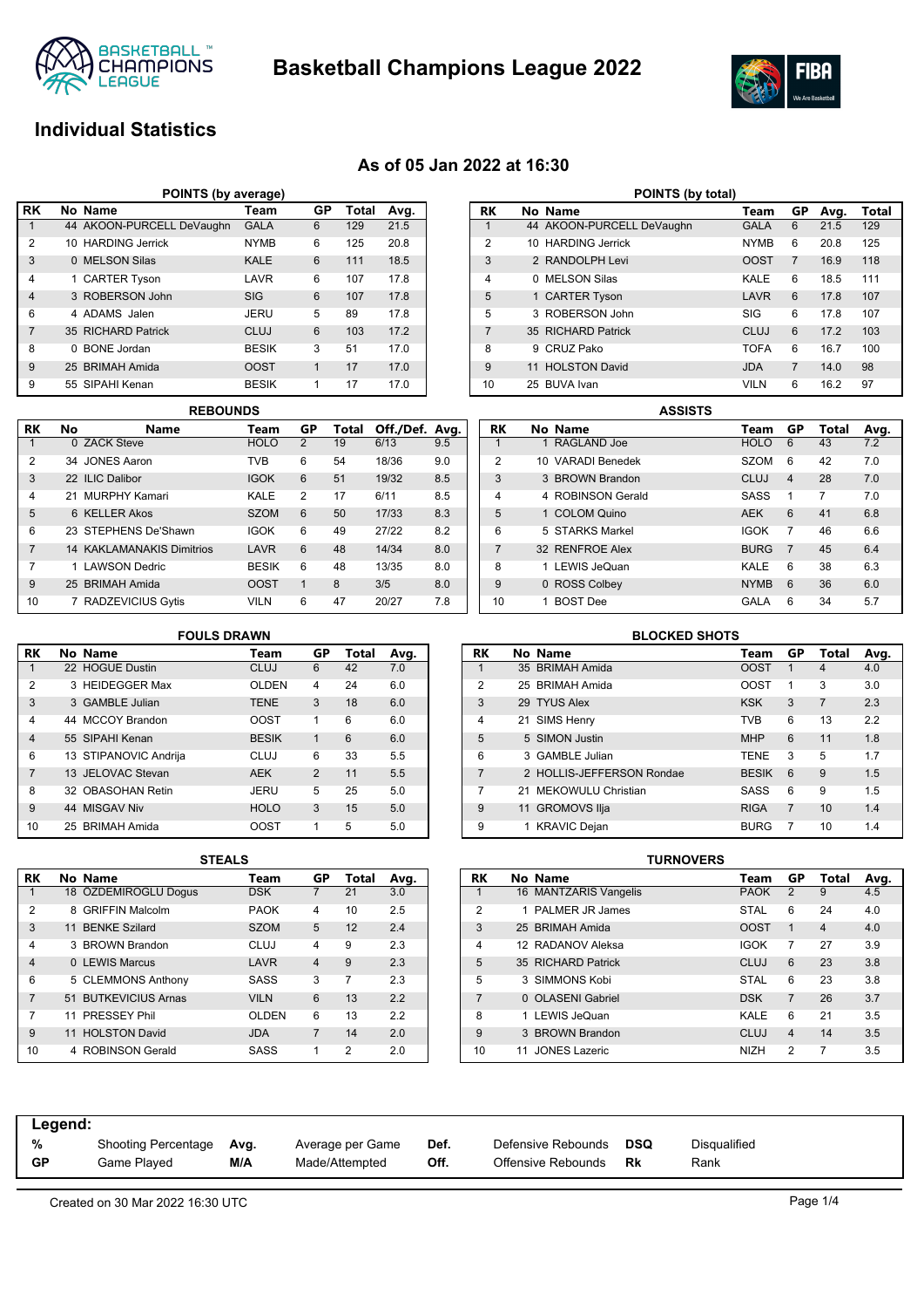# Basketball Champions League 2022

## Individual Statistics

### As of 05 Jan 2022 at 16:30

#### POINTS (by average)

| RK | No | Name | Team | GP | Total | Avg. |
|---|---|---|---|---|---|---|
| 1 | 44 | AKOON-PURCELL DeVaughn | GALA | 6 | 129 | 21.5 |
| 2 | 10 | HARDING Jerrick | NYMB | 6 | 125 | 20.8 |
| 3 | 0 | MELSON Silas | KALE | 6 | 111 | 18.5 |
| 4 | 1 | CARTER Tyson | LAVR | 6 | 107 | 17.8 |
| 4 | 3 | ROBERSON John | SIG | 6 | 107 | 17.8 |
| 6 | 4 | ADAMS Jalen | JERU | 5 | 89 | 17.8 |
| 7 | 35 | RICHARD Patrick | CLUJ | 6 | 103 | 17.2 |
| 8 | 0 | BONE Jordan | BESIK | 3 | 51 | 17.0 |
| 9 | 25 | BRIMAH Amida | OOST | 1 | 17 | 17.0 |
| 9 | 55 | SIPAHI Kenan | BESIK | 1 | 17 | 17.0 |

#### POINTS (by total)

| RK | No | Name | Team | GP | Avg. | Total |
|---|---|---|---|---|---|---|
| 1 | 44 | AKOON-PURCELL DeVaughn | GALA | 6 | 21.5 | 129 |
| 2 | 10 | HARDING Jerrick | NYMB | 6 | 20.8 | 125 |
| 3 | 2 | RANDOLPH Levi | OOST | 7 | 16.9 | 118 |
| 4 | 0 | MELSON Silas | KALE | 6 | 18.5 | 111 |
| 5 | 1 | CARTER Tyson | LAVR | 6 | 17.8 | 107 |
| 5 | 3 | ROBERSON John | SIG | 6 | 17.8 | 107 |
| 7 | 35 | RICHARD Patrick | CLUJ | 6 | 17.2 | 103 |
| 8 | 9 | CRUZ Pako | TOFA | 6 | 16.7 | 100 |
| 9 | 11 | HOLSTON David | JDA | 7 | 14.0 | 98 |
| 10 | 25 | BUVA Ivan | VILN | 6 | 16.2 | 97 |

#### REBOUNDS

| RK | No | Name | Team | GP | Total | Off./Def. | Avg. |
|---|---|---|---|---|---|---|---|
| 1 | 0 | ZACK Steve | HOLO | 2 | 19 | 6/13 | 9.5 |
| 2 | 34 | JONES Aaron | TVB | 6 | 54 | 18/36 | 9.0 |
| 3 | 22 | ILIC Dalibor | IGOK | 6 | 51 | 19/32 | 8.5 |
| 4 | 21 | MURPHY Kamari | KALE | 2 | 17 | 6/11 | 8.5 |
| 5 | 6 | KELLER Akos | SZOM | 6 | 50 | 17/33 | 8.3 |
| 6 | 23 | STEPHENS De'Shawn | IGOK | 6 | 49 | 27/22 | 8.2 |
| 7 | 14 | KAKLAMANAKIS Dimitrios | LAVR | 6 | 48 | 14/34 | 8.0 |
| 7 | 1 | LAWSON Dedric | BESIK | 6 | 48 | 13/35 | 8.0 |
| 9 | 25 | BRIMAH Amida | OOST | 1 | 8 | 3/5 | 8.0 |
| 10 | 7 | RADZEVICIUS Gytis | VILN | 6 | 47 | 20/27 | 7.8 |

#### ASSISTS

| RK | No | Name | Team | GP | Total | Avg. |
|---|---|---|---|---|---|---|
| 1 | 1 | RAGLAND Joe | HOLO | 6 | 43 | 7.2 |
| 2 | 10 | VARADI Benedek | SZOM | 6 | 42 | 7.0 |
| 3 | 3 | BROWN Brandon | CLUJ | 4 | 28 | 7.0 |
| 4 | 4 | ROBINSON Gerald | SASS | 1 | 7 | 7.0 |
| 5 | 1 | COLOM Quino | AEK | 6 | 41 | 6.8 |
| 6 | 5 | STARKS Markel | IGOK | 7 | 46 | 6.6 |
| 7 | 32 | RENFROE Alex | BURG | 7 | 45 | 6.4 |
| 8 | 1 | LEWIS JeQuan | KALE | 6 | 38 | 6.3 |
| 9 | 0 | ROSS Colbey | NYMB | 6 | 36 | 6.0 |
| 10 | 1 | BOST Dee | GALA | 6 | 34 | 5.7 |

#### FOULS DRAWN

| RK | No | Name | Team | GP | Total | Avg. |
|---|---|---|---|---|---|---|
| 1 | 22 | HOGUE Dustin | CLUJ | 6 | 42 | 7.0 |
| 2 | 3 | HEIDEGGER Max | OLDEN | 4 | 24 | 6.0 |
| 3 | 3 | GAMBLE Julian | TENE | 3 | 18 | 6.0 |
| 4 | 44 | MCCOY Brandon | OOST | 1 | 6 | 6.0 |
| 4 | 55 | SIPAHI Kenan | BESIK | 1 | 6 | 6.0 |
| 6 | 13 | STIPANOVIC Andrija | CLUJ | 6 | 33 | 5.5 |
| 7 | 13 | JELOVAC Stevan | AEK | 2 | 11 | 5.5 |
| 8 | 32 | OBASOHAN Retin | JERU | 5 | 25 | 5.0 |
| 9 | 44 | MISGAV Niv | HOLO | 3 | 15 | 5.0 |
| 10 | 25 | BRIMAH Amida | OOST | 1 | 5 | 5.0 |

#### BLOCKED SHOTS

| RK | No | Name | Team | GP | Total | Avg. |
|---|---|---|---|---|---|---|
| 1 | 35 | BRIMAH Amida | OOST | 1 | 4 | 4.0 |
| 2 | 25 | BRIMAH Amida | OOST | 1 | 3 | 3.0 |
| 3 | 29 | TYUS Alex | KSK | 3 | 7 | 2.3 |
| 4 | 21 | SIMS Henry | TVB | 6 | 13 | 2.2 |
| 5 | 5 | SIMON Justin | MHP | 6 | 11 | 1.8 |
| 6 | 3 | GAMBLE Julian | TENE | 3 | 5 | 1.7 |
| 7 | 2 | HOLLIS-JEFFERSON Rondae | BESIK | 6 | 9 | 1.5 |
| 7 | 21 | MEKOWULU Christian | SASS | 6 | 9 | 1.5 |
| 9 | 11 | GROMOVS Ilja | RIGA | 7 | 10 | 1.4 |
| 9 | 1 | KRAVIC Dejan | BURG | 7 | 10 | 1.4 |

#### STEALS

| RK | No | Name | Team | GP | Total | Avg. |
|---|---|---|---|---|---|---|
| 1 | 18 | ÖZDEMIROGLU Dogus | DSK | 7 | 21 | 3.0 |
| 2 | 8 | GRIFFIN Malcolm | PAOK | 4 | 10 | 2.5 |
| 3 | 11 | BENKE Szilard | SZOM | 5 | 12 | 2.4 |
| 4 | 3 | BROWN Brandon | CLUJ | 4 | 9 | 2.3 |
| 4 | 0 | LEWIS Marcus | LAVR | 4 | 9 | 2.3 |
| 6 | 5 | CLEMMONS Anthony | SASS | 3 | 7 | 2.3 |
| 7 | 51 | BUTKEVICIUS Arnas | VILN | 6 | 13 | 2.2 |
| 7 | 11 | PRESSEY Phil | OLDEN | 6 | 13 | 2.2 |
| 9 | 11 | HOLSTON David | JDA | 7 | 14 | 2.0 |
| 10 | 4 | ROBINSON Gerald | SASS | 1 | 2 | 2.0 |

#### TURNOVERS

| RK | No | Name | Team | GP | Total | Avg. |
|---|---|---|---|---|---|---|
| 1 | 16 | MANTZARIS Vangelis | PAOK | 2 | 9 | 4.5 |
| 2 | 1 | PALMER JR James | STAL | 6 | 24 | 4.0 |
| 3 | 25 | BRIMAH Amida | OOST | 1 | 4 | 4.0 |
| 4 | 12 | RADANOV Aleksa | IGOK | 7 | 27 | 3.9 |
| 5 | 35 | RICHARD Patrick | CLUJ | 6 | 23 | 3.8 |
| 5 | 3 | SIMMONS Kobi | STAL | 6 | 23 | 3.8 |
| 7 | 0 | OLASENI Gabriel | DSK | 7 | 26 | 3.7 |
| 8 | 1 | LEWIS JeQuan | KALE | 6 | 21 | 3.5 |
| 9 | 3 | BROWN Brandon | CLUJ | 4 | 14 | 3.5 |
| 10 | 11 | JONES Lazeric | NIZH | 2 | 7 | 3.5 |

**Legend:**

| | | | | | | | |
|---|---|---|---|---|---|---|---|
| **%** | Shooting Percentage | **Avg.** | Average per Game | **Def.** | Defensive Rebounds | **DSQ** | Disqualified |
| **GP** | Game Played | **M/A** | Made/Attempted | **Off.** | Offensive Rebounds | **Rk** | Rank |

Created on 30 Mar 2022 16:30 UTC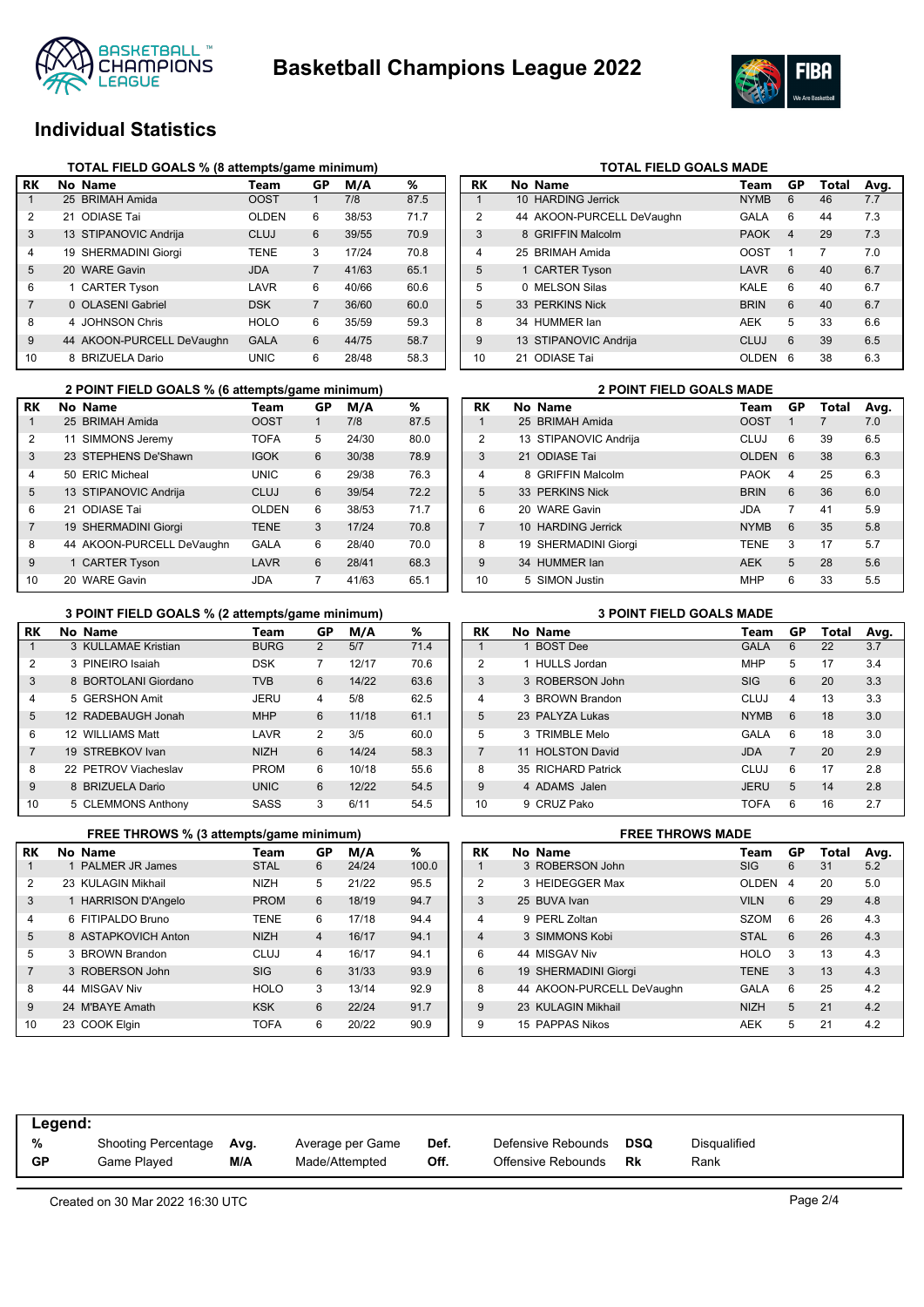# Basketball Champions League 2022

## Individual Statistics

### TOTAL FIELD GOALS % (8 attempts/game minimum)

| RK | No | Name | Team | GP | M/A | % |
|---|---|---|---|---|---|---|
| 1 | 25 | BRIMAH Amida | OOST | 1 | 7/8 | 87.5 |
| 2 | 21 | ODIASE Tai | OLDEN | 6 | 38/53 | 71.7 |
| 3 | 13 | STIPANOVIC Andrija | CLUJ | 6 | 39/55 | 70.9 |
| 4 | 19 | SHERMADINI Giorgi | TENE | 3 | 17/24 | 70.8 |
| 5 | 20 | WARE Gavin | JDA | 7 | 41/63 | 65.1 |
| 6 | 1 | CARTER Tyson | LAVR | 6 | 40/66 | 60.6 |
| 7 | 0 | OLASENI Gabriel | DSK | 7 | 36/60 | 60.0 |
| 8 | 4 | JOHNSON Chris | HOLO | 6 | 35/59 | 59.3 |
| 9 | 44 | AKOON-PURCELL DeVaughn | GALA | 6 | 44/75 | 58.7 |
| 10 | 8 | BRIZUELA Dario | UNIC | 6 | 28/48 | 58.3 |

### TOTAL FIELD GOALS MADE

| RK | No | Name | Team | GP | Total | Avg. |
|---|---|---|---|---|---|---|
| 1 | 10 | HARDING Jerrick | NYMB | 6 | 46 | 7.7 |
| 2 | 44 | AKOON-PURCELL DeVaughn | GALA | 6 | 44 | 7.3 |
| 3 | 8 | GRIFFIN Malcolm | PAOK | 4 | 29 | 7.3 |
| 4 | 25 | BRIMAH Amida | OOST | 1 | 7 | 7.0 |
| 5 | 1 | CARTER Tyson | LAVR | 6 | 40 | 6.7 |
| 5 | 0 | MELSON Silas | KALE | 6 | 40 | 6.7 |
| 5 | 33 | PERKINS Nick | BRIN | 6 | 40 | 6.7 |
| 8 | 34 | HUMMER Ian | AEK | 5 | 33 | 6.6 |
| 9 | 13 | STIPANOVIC Andrija | CLUJ | 6 | 39 | 6.5 |
| 10 | 21 | ODIASE Tai | OLDEN | 6 | 38 | 6.3 |

### 2 POINT FIELD GOALS % (6 attempts/game minimum)

| RK | No | Name | Team | GP | M/A | % |
|---|---|---|---|---|---|---|
| 1 | 25 | BRIMAH Amida | OOST | 1 | 7/8 | 87.5 |
| 2 | 11 | SIMMONS Jeremy | TOFA | 5 | 24/30 | 80.0 |
| 3 | 23 | STEPHENS De'Shawn | IGOK | 6 | 30/38 | 78.9 |
| 4 | 50 | ERIC Micheal | UNIC | 6 | 29/38 | 76.3 |
| 5 | 13 | STIPANOVIC Andrija | CLUJ | 6 | 39/54 | 72.2 |
| 6 | 21 | ODIASE Tai | OLDEN | 6 | 38/53 | 71.7 |
| 7 | 19 | SHERMADINI Giorgi | TENE | 3 | 17/24 | 70.8 |
| 8 | 44 | AKOON-PURCELL DeVaughn | GALA | 6 | 28/40 | 70.0 |
| 9 | 1 | CARTER Tyson | LAVR | 6 | 28/41 | 68.3 |
| 10 | 20 | WARE Gavin | JDA | 7 | 41/63 | 65.1 |

### 2 POINT FIELD GOALS MADE

| RK | No | Name | Team | GP | Total | Avg. |
|---|---|---|---|---|---|---|
| 1 | 25 | BRIMAH Amida | OOST | 1 | 7 | 7.0 |
| 2 | 13 | STIPANOVIC Andrija | CLUJ | 6 | 39 | 6.5 |
| 3 | 21 | ODIASE Tai | OLDEN | 6 | 38 | 6.3 |
| 4 | 8 | GRIFFIN Malcolm | PAOK | 4 | 25 | 6.3 |
| 5 | 33 | PERKINS Nick | BRIN | 6 | 36 | 6.0 |
| 6 | 20 | WARE Gavin | JDA | 7 | 41 | 5.9 |
| 7 | 10 | HARDING Jerrick | NYMB | 6 | 35 | 5.8 |
| 8 | 19 | SHERMADINI Giorgi | TENE | 3 | 17 | 5.7 |
| 9 | 34 | HUMMER Ian | AEK | 5 | 28 | 5.6 |
| 10 | 5 | SIMON Justin | MHP | 6 | 33 | 5.5 |

### 3 POINT FIELD GOALS % (2 attempts/game minimum)

| RK | No | Name | Team | GP | M/A | % |
|---|---|---|---|---|---|---|
| 1 | 3 | KULLAMAE Kristian | BURG | 2 | 5/7 | 71.4 |
| 2 | 3 | PINEIRO Isaiah | DSK | 7 | 12/17 | 70.6 |
| 3 | 8 | BORTOLANI Giordano | TVB | 6 | 14/22 | 63.6 |
| 4 | 5 | GERSHON Amit | JERU | 4 | 5/8 | 62.5 |
| 5 | 12 | RADEBAUGH Jonah | MHP | 6 | 11/18 | 61.1 |
| 6 | 12 | WILLIAMS Matt | LAVR | 2 | 3/5 | 60.0 |
| 7 | 19 | STREBKOV Ivan | NIZH | 6 | 14/24 | 58.3 |
| 8 | 22 | PETROV Viacheslav | PROM | 6 | 10/18 | 55.6 |
| 9 | 8 | BRIZUELA Dario | UNIC | 6 | 12/22 | 54.5 |
| 10 | 5 | CLEMMONS Anthony | SASS | 3 | 6/11 | 54.5 |

### 3 POINT FIELD GOALS MADE

| RK | No | Name | Team | GP | Total | Avg. |
|---|---|---|---|---|---|---|
| 1 | 1 | BOST Dee | GALA | 6 | 22 | 3.7 |
| 2 | 1 | HULLS Jordan | MHP | 5 | 17 | 3.4 |
| 3 | 3 | ROBERSON John | SIG | 6 | 20 | 3.3 |
| 4 | 3 | BROWN Brandon | CLUJ | 4 | 13 | 3.3 |
| 5 | 23 | PALYZA Lukas | NYMB | 6 | 18 | 3.0 |
| 5 | 3 | TRIMBLE Melo | GALA | 6 | 18 | 3.0 |
| 7 | 11 | HOLSTON David | JDA | 7 | 20 | 2.9 |
| 8 | 35 | RICHARD Patrick | CLUJ | 6 | 17 | 2.8 |
| 9 | 4 | ADAMS Jalen | JERU | 5 | 14 | 2.8 |
| 10 | 9 | CRUZ Pako | TOFA | 6 | 16 | 2.7 |

### FREE THROWS % (3 attempts/game minimum)

| RK | No | Name | Team | GP | M/A | % |
|---|---|---|---|---|---|---|
| 1 | 1 | PALMER JR James | STAL | 6 | 24/24 | 100.0 |
| 2 | 23 | KULAGIN Mikhail | NIZH | 5 | 21/22 | 95.5 |
| 3 | 1 | HARRISON D'Angelo | PROM | 6 | 18/19 | 94.7 |
| 4 | 6 | FITIPALDO Bruno | TENE | 6 | 17/18 | 94.4 |
| 5 | 8 | ASTAPKOVICH Anton | NIZH | 4 | 16/17 | 94.1 |
| 5 | 3 | BROWN Brandon | CLUJ | 4 | 16/17 | 94.1 |
| 7 | 3 | ROBERSON John | SIG | 6 | 31/33 | 93.9 |
| 8 | 44 | MISGAV Niv | HOLO | 3 | 13/14 | 92.9 |
| 9 | 24 | M'BAYE Amath | KSK | 6 | 22/24 | 91.7 |
| 10 | 23 | COOK Elgin | TOFA | 6 | 20/22 | 90.9 |

### FREE THROWS MADE

| RK | No | Name | Team | GP | Total | Avg. |
|---|---|---|---|---|---|---|
| 1 | 3 | ROBERSON John | SIG | 6 | 31 | 5.2 |
| 2 | 3 | HEIDEGGER Max | OLDEN | 4 | 20 | 5.0 |
| 3 | 25 | BUVA Ivan | VILN | 6 | 29 | 4.8 |
| 4 | 9 | PERL Zoltan | SZOM | 6 | 26 | 4.3 |
| 4 | 3 | SIMMONS Kobi | STAL | 6 | 26 | 4.3 |
| 6 | 44 | MISGAV Niv | HOLO | 3 | 13 | 4.3 |
| 6 | 19 | SHERMADINI Giorgi | TENE | 3 | 13 | 4.3 |
| 8 | 44 | AKOON-PURCELL DeVaughn | GALA | 6 | 25 | 4.2 |
| 9 | 23 | KULAGIN Mikhail | NIZH | 5 | 21 | 4.2 |
| 9 | 15 | PAPPAS Nikos | AEK | 5 | 21 | 4.2 |

**Legend:**

| | | | | | | | |
|---|---|---|---|---|---|---|---|
| **%** | Shooting Percentage | **Avg.** | Average per Game | **Def.** | Defensive Rebounds | **DSQ** | Disqualified |
| **GP** | Game Played | **M/A** | Made/Attempted | **Off.** | Offensive Rebounds | **Rk** | Rank |

Created on 30 Mar 2022 16:30 UTC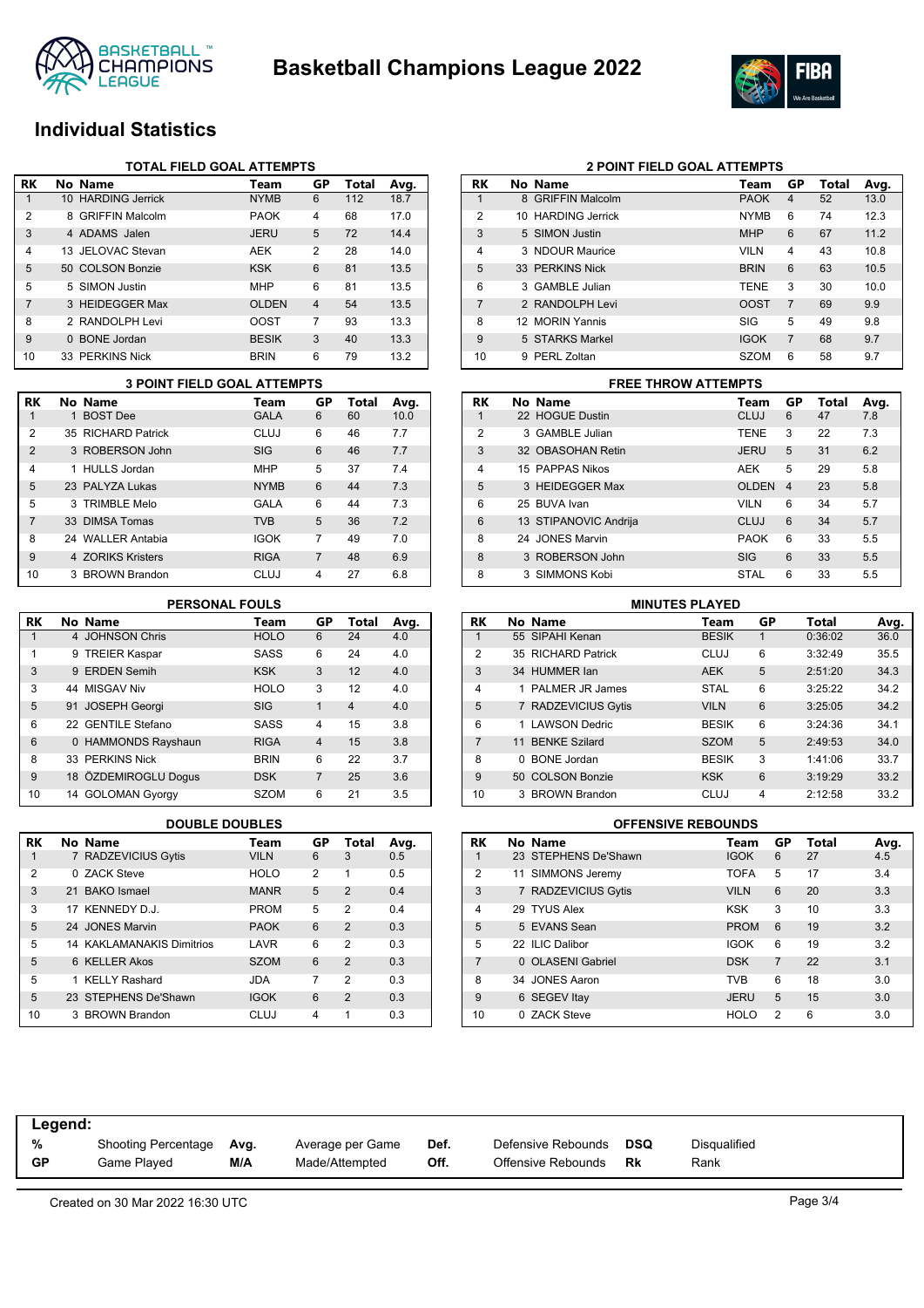# Basketball Champions League 2022

## Individual Statistics

### TOTAL FIELD GOAL ATTEMPTS

| RK | No | Name | Team | GP | Total | Avg. |
|---|---|---|---|---|---|---|
| 1 | 10 | HARDING Jerrick | NYMB | 6 | 112 | 18.7 |
| 2 | 8 | GRIFFIN Malcolm | PAOK | 4 | 68 | 17.0 |
| 3 | 4 | ADAMS Jalen | JERU | 5 | 72 | 14.4 |
| 4 | 13 | JELOVAC Stevan | AEK | 2 | 28 | 14.0 |
| 5 | 50 | COLSON Bonzie | KSK | 6 | 81 | 13.5 |
| 5 | 5 | SIMON Justin | MHP | 6 | 81 | 13.5 |
| 7 | 3 | HEIDEGGER Max | OLDEN | 4 | 54 | 13.5 |
| 8 | 2 | RANDOLPH Levi | OOST | 7 | 93 | 13.3 |
| 9 | 0 | BONE Jordan | BESIK | 3 | 40 | 13.3 |
| 10 | 33 | PERKINS Nick | BRIN | 6 | 79 | 13.2 |

### 2 POINT FIELD GOAL ATTEMPTS

| RK | No | Name | Team | GP | Total | Avg. |
|---|---|---|---|---|---|---|
| 1 | 8 | GRIFFIN Malcolm | PAOK | 4 | 52 | 13.0 |
| 2 | 10 | HARDING Jerrick | NYMB | 6 | 74 | 12.3 |
| 3 | 5 | SIMON Justin | MHP | 6 | 67 | 11.2 |
| 4 | 3 | NDOUR Maurice | VILN | 4 | 43 | 10.8 |
| 5 | 33 | PERKINS Nick | BRIN | 6 | 63 | 10.5 |
| 6 | 3 | GAMBLE Julian | TENE | 3 | 30 | 10.0 |
| 7 | 2 | RANDOLPH Levi | OOST | 7 | 69 | 9.9 |
| 8 | 12 | MORIN Yannis | SIG | 5 | 49 | 9.8 |
| 9 | 5 | STARKS Markel | IGOK | 7 | 68 | 9.7 |
| 10 | 9 | PERL Zoltan | SZOM | 6 | 58 | 9.7 |

### 3 POINT FIELD GOAL ATTEMPTS

| RK | No | Name | Team | GP | Total | Avg. |
|---|---|---|---|---|---|---|
| 1 | 1 | BOST Dee | GALA | 6 | 60 | 10.0 |
| 2 | 35 | RICHARD Patrick | CLUJ | 6 | 46 | 7.7 |
| 2 | 3 | ROBERSON John | SIG | 6 | 46 | 7.7 |
| 4 | 1 | HULLS Jordan | MHP | 5 | 37 | 7.4 |
| 5 | 23 | PALYZA Lukas | NYMB | 6 | 44 | 7.3 |
| 5 | 3 | TRIMBLE Melo | GALA | 6 | 44 | 7.3 |
| 7 | 33 | DIMSA Tomas | TVB | 5 | 36 | 7.2 |
| 8 | 24 | WALLER Antabia | IGOK | 7 | 49 | 7.0 |
| 9 | 4 | ZORIKS Kristers | RIGA | 7 | 48 | 6.9 |
| 10 | 3 | BROWN Brandon | CLUJ | 4 | 27 | 6.8 |

### FREE THROW ATTEMPTS

| RK | No | Name | Team | GP | Total | Avg. |
|---|---|---|---|---|---|---|
| 1 | 22 | HOGUE Dustin | CLUJ | 6 | 47 | 7.8 |
| 2 | 3 | GAMBLE Julian | TENE | 3 | 22 | 7.3 |
| 3 | 32 | OBASOHAN Retin | JERU | 5 | 31 | 6.2 |
| 4 | 15 | PAPPAS Nikos | AEK | 5 | 29 | 5.8 |
| 5 | 3 | HEIDEGGER Max | OLDEN | 4 | 23 | 5.8 |
| 6 | 25 | BUVA Ivan | VILN | 6 | 34 | 5.7 |
| 6 | 13 | STIPANOVIC Andrija | CLUJ | 6 | 34 | 5.7 |
| 8 | 24 | JONES Marvin | PAOK | 6 | 33 | 5.5 |
| 8 | 3 | ROBERSON John | SIG | 6 | 33 | 5.5 |
| 8 | 3 | SIMMONS Kobi | STAL | 6 | 33 | 5.5 |

### PERSONAL FOULS

| RK | No | Name | Team | GP | Total | Avg. |
|---|---|---|---|---|---|---|
| 1 | 4 | JOHNSON Chris | HOLO | 6 | 24 | 4.0 |
| 1 | 9 | TREIER Kaspar | SASS | 6 | 24 | 4.0 |
| 3 | 9 | ERDEN Semih | KSK | 3 | 12 | 4.0 |
| 3 | 44 | MISGAV Niv | HOLO | 3 | 12 | 4.0 |
| 5 | 91 | JOSEPH Georgi | SIG | 1 | 4 | 4.0 |
| 6 | 22 | GENTILE Stefano | SASS | 4 | 15 | 3.8 |
| 6 | 0 | HAMMONDS Rayshaun | RIGA | 4 | 15 | 3.8 |
| 8 | 33 | PERKINS Nick | BRIN | 6 | 22 | 3.7 |
| 9 | 18 | ÖZDEMIROGLU Dogus | DSK | 7 | 25 | 3.6 |
| 10 | 14 | GOLOMAN Gyorgy | SZOM | 6 | 21 | 3.5 |

### MINUTES PLAYED

| RK | No | Name | Team | GP | Total | Avg. |
|---|---|---|---|---|---|---|
| 1 | 55 | SIPAHI Kenan | BESIK | 1 | 0:36:02 | 36.0 |
| 2 | 35 | RICHARD Patrick | CLUJ | 6 | 3:32:49 | 35.5 |
| 3 | 34 | HUMMER Ian | AEK | 5 | 2:51:20 | 34.3 |
| 4 | 1 | PALMER JR James | STAL | 6 | 3:25:22 | 34.2 |
| 5 | 7 | RADZEVICIUS Gytis | VILN | 6 | 3:25:05 | 34.2 |
| 6 | 1 | LAWSON Dedric | BESIK | 6 | 3:24:36 | 34.1 |
| 7 | 11 | BENKE Szilard | SZOM | 5 | 2:49:53 | 34.0 |
| 8 | 0 | BONE Jordan | BESIK | 3 | 1:41:06 | 33.7 |
| 9 | 50 | COLSON Bonzie | KSK | 6 | 3:19:29 | 33.2 |
| 10 | 3 | BROWN Brandon | CLUJ | 4 | 2:12:58 | 33.2 |

### DOUBLE DOUBLES

| RK | No | Name | Team | GP | Total | Avg. |
|---|---|---|---|---|---|---|
| 1 | 7 | RADZEVICIUS Gytis | VILN | 6 | 3 | 0.5 |
| 2 | 0 | ZACK Steve | HOLO | 2 | 1 | 0.5 |
| 3 | 21 | BAKO Ismael | MANR | 5 | 2 | 0.4 |
| 3 | 17 | KENNEDY D.J. | PROM | 5 | 2 | 0.4 |
| 5 | 24 | JONES Marvin | PAOK | 6 | 2 | 0.3 |
| 5 | 14 | KAKLAMANAKIS Dimitrios | LAVR | 6 | 2 | 0.3 |
| 5 | 6 | KELLER Akos | SZOM | 6 | 2 | 0.3 |
| 5 | 1 | KELLY Rashard | JDA | 7 | 2 | 0.3 |
| 5 | 23 | STEPHENS De'Shawn | IGOK | 6 | 2 | 0.3 |
| 10 | 3 | BROWN Brandon | CLUJ | 4 | 1 | 0.3 |

### OFFENSIVE REBOUNDS

| RK | No | Name | Team | GP | Total | Avg. |
|---|---|---|---|---|---|---|
| 1 | 23 | STEPHENS De'Shawn | IGOK | 6 | 27 | 4.5 |
| 2 | 11 | SIMMONS Jeremy | TOFA | 5 | 17 | 3.4 |
| 3 | 7 | RADZEVICIUS Gytis | VILN | 6 | 20 | 3.3 |
| 4 | 29 | TYUS Alex | KSK | 3 | 10 | 3.3 |
| 5 | 5 | EVANS Sean | PROM | 6 | 19 | 3.2 |
| 5 | 22 | ILIC Dalibor | IGOK | 6 | 19 | 3.2 |
| 7 | 0 | OLASENI Gabriel | DSK | 7 | 22 | 3.1 |
| 8 | 34 | JONES Aaron | TVB | 6 | 18 | 3.0 |
| 9 | 6 | SEGEV Itay | JERU | 5 | 15 | 3.0 |
| 10 | 0 | ZACK Steve | HOLO | 2 | 6 | 3.0 |

**Legend:**

| | | | | | | | |
|---|---|---|---|---|---|---|---|
| **%** | Shooting Percentage | **Avg.** | Average per Game | **Def.** | Defensive Rebounds | **DSQ** | Disqualified |
| **GP** | Game Played | **M/A** | Made/Attempted | **Off.** | Offensive Rebounds | **Rk** | Rank |

Created on 30 Mar 2022 16:30 UTC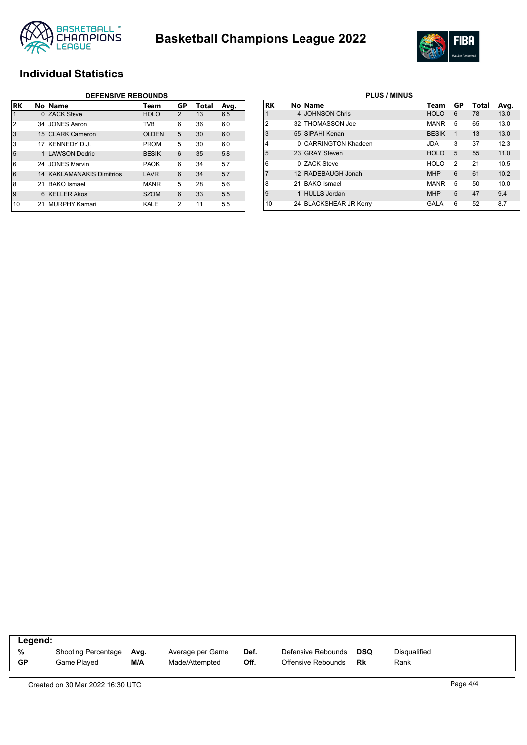# Basketball Champions League 2022

## Individual Statistics

### DEFENSIVE REBOUNDS

| RK | No | Name | Team | GP | Total | Avg. |
|---|---|---|---|---|---|---|
| 1 | 0 | ZACK Steve | HOLO | 2 | 13 | 6.5 |
| 2 | 34 | JONES Aaron | TVB | 6 | 36 | 6.0 |
| 3 | 15 | CLARK Cameron | OLDEN | 5 | 30 | 6.0 |
| 3 | 17 | KENNEDY D.J. | PROM | 5 | 30 | 6.0 |
| 5 | 1 | LAWSON Dedric | BESIK | 6 | 35 | 5.8 |
| 6 | 24 | JONES Marvin | PAOK | 6 | 34 | 5.7 |
| 6 | 14 | KAKLAMANAKIS Dimitrios | LAVR | 6 | 34 | 5.7 |
| 8 | 21 | BAKO Ismael | MANR | 5 | 28 | 5.6 |
| 9 | 6 | KELLER Akos | SZOM | 6 | 33 | 5.5 |
| 10 | 21 | MURPHY Kamari | KALE | 2 | 11 | 5.5 |

### PLUS / MINUS

| RK | No | Name | Team | GP | Total | Avg. |
|---|---|---|---|---|---|---|
| 1 | 4 | JOHNSON Chris | HOLO | 6 | 78 | 13.0 |
| 2 | 32 | THOMASSON Joe | MANR | 5 | 65 | 13.0 |
| 3 | 55 | SIPAHI Kenan | BESIK | 1 | 13 | 13.0 |
| 4 | 0 | CARRINGTON Khadeen | JDA | 3 | 37 | 12.3 |
| 5 | 23 | GRAY Steven | HOLO | 5 | 55 | 11.0 |
| 6 | 0 | ZACK Steve | HOLO | 2 | 21 | 10.5 |
| 7 | 12 | RADEBAUGH Jonah | MHP | 6 | 61 | 10.2 |
| 8 | 21 | BAKO Ismael | MANR | 5 | 50 | 10.0 |
| 9 | 1 | HULLS Jordan | MHP | 5 | 47 | 9.4 |
| 10 | 24 | BLACKSHEAR JR Kerry | GALA | 6 | 52 | 8.7 |

**Legend:**

| | | | | | | | |
|---|---|---|---|---|---|---|---|
| **%** | Shooting Percentage | **Avg.** | Average per Game | **Def.** | Defensive Rebounds | **DSQ** | Disqualified |
| **GP** | Game Played | **M/A** | Made/Attempted | **Off.** | Offensive Rebounds | **Rk** | Rank |

Created on 30 Mar 2022 16:30 UTC